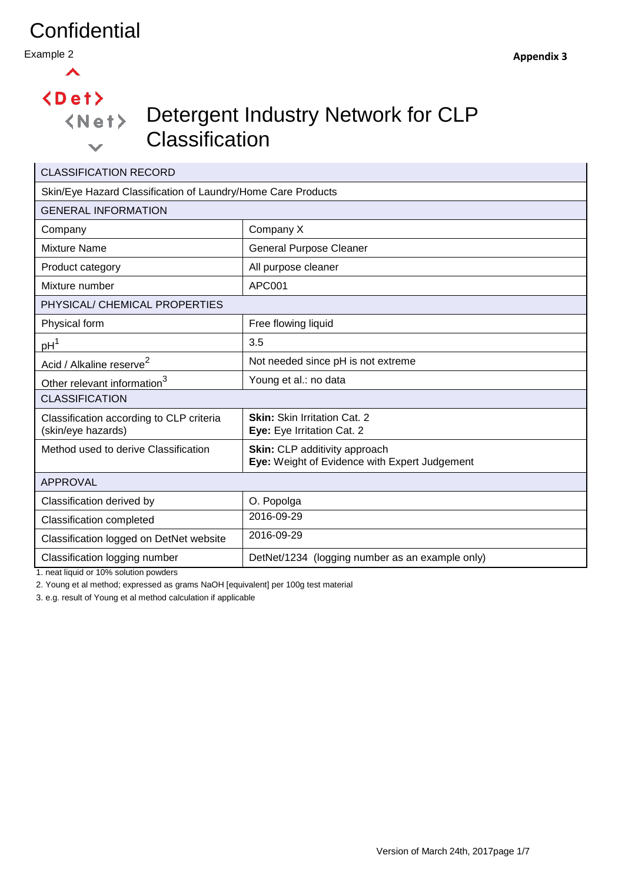Confidential

Example 2

**Appendix 3**

# Detergent Industry Network for CLP Classification

| CLASSIFICATION RECORD | |
|---|---|
| Skin/Eye Hazard Classification of Laundry/Home Care Products | |
| GENERAL INFORMATION | |
| Company | Company X |
| Mixture Name | General Purpose Cleaner |
| Product category | All purpose cleaner |
| Mixture number | APC001 |
| PHYSICAL/ CHEMICAL PROPERTIES | |
| Physical form | Free flowing liquid |
| pH[1] | 3.5 |
| Acid / Alkaline reserve[2] | Not needed since pH is not extreme |
| Other relevant information[3] | Young et al.: no data |
| CLASSIFICATION | |
| Classification according to CLP criteria (skin/eye hazards) | **Skin:** Skin Irritation Cat. 2<br>**Eye:** Eye Irritation Cat. 2 |
| Method used to derive Classification | **Skin:** CLP additivity approach<br>**Eye:** Weight of Evidence with Expert Judgement |
| APPROVAL | |
| Classification derived by | O. Popolga |
| Classification completed | 2016-09-29 |
| Classification logged on DetNet website | 2016-09-29 |
| Classification logging number | DetNet/1234 (logging number as an example only) |

1. neat liquid or 10% solution powders
2. Young et al method; expressed as grams NaOH [equivalent] per 100g test material
3. e.g. result of Young et al method calculation if applicable

Version of March 24th, 2017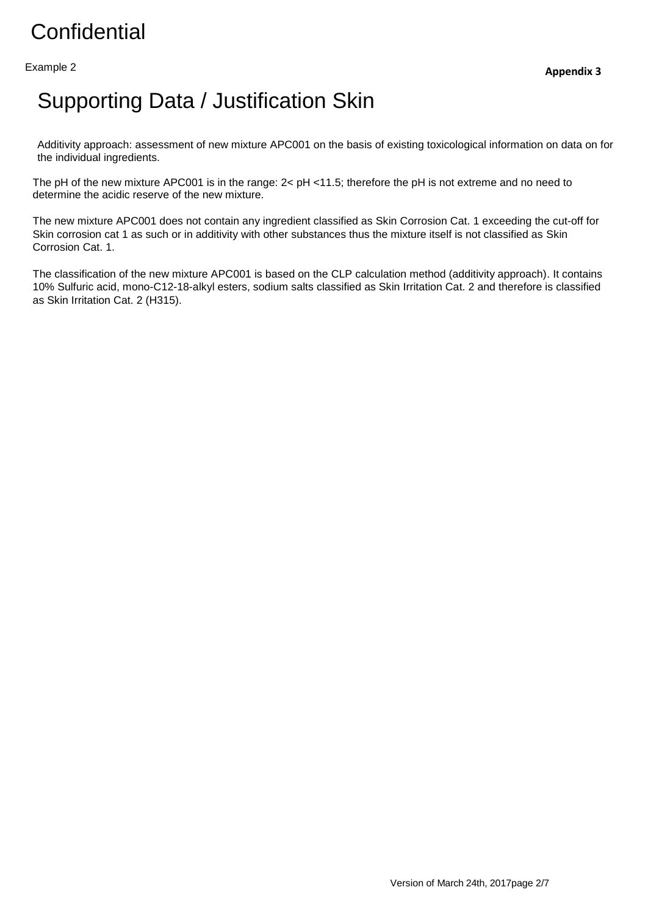Confidential

Example 2

**Appendix 3**

# Supporting Data / Justification Skin

Additivity approach: assessment of new mixture APC001 on the basis of existing toxicological information on data on for the individual ingredients.

The pH of the new mixture APC001 is in the range: 2< pH <11.5; therefore the pH is not extreme and no need to determine the acidic reserve of the new mixture.

The new mixture APC001 does not contain any ingredient classified as Skin Corrosion Cat. 1 exceeding the cut-off for Skin corrosion cat 1 as such or in additivity with other substances thus the mixture itself is not classified as Skin Corrosion Cat. 1.

The classification of the new mixture APC001 is based on the CLP calculation method (additivity approach). It contains 10% Sulfuric acid, mono-C12-18-alkyl esters, sodium salts classified as Skin Irritation Cat. 2 and therefore is classified as Skin Irritation Cat. 2 (H315).

Version of March 24th, 2017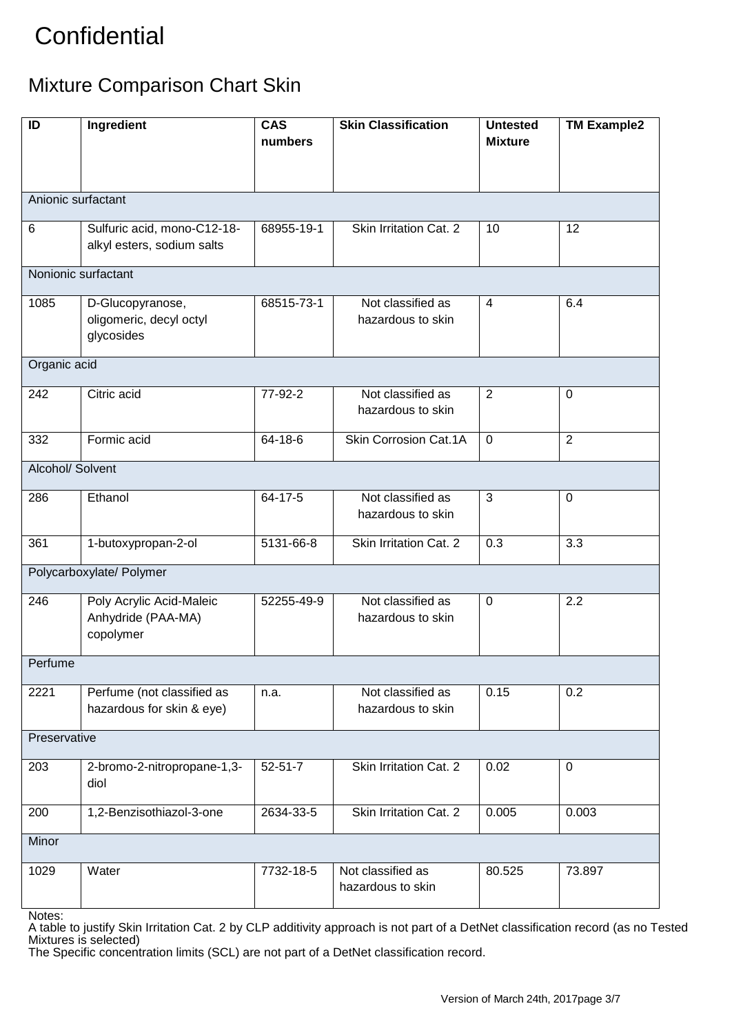# Confidential

## Mixture Comparison Chart Skin

| ID | Ingredient | CAS numbers | Skin Classification | Untested Mixture | TM Example2 |
|---|---|---|---|---|---|
| Anionic surfactant | | | | | |
| 6 | Sulfuric acid, mono-C12-18-alkyl esters, sodium salts | 68955-19-1 | Skin Irritation Cat. 2 | 10 | 12 |
| Nonionic surfactant | | | | | |
| 1085 | D-Glucopyranose, oligomeric, decyl octyl glycosides | 68515-73-1 | Not classified as hazardous to skin | 4 | 6.4 |
| Organic acid | | | | | |
| 242 | Citric acid | 77-92-2 | Not classified as hazardous to skin | 2 | 0 |
| 332 | Formic acid | 64-18-6 | Skin Corrosion Cat.1A | 0 | 2 |
| Alcohol/ Solvent | | | | | |
| 286 | Ethanol | 64-17-5 | Not classified as hazardous to skin | 3 | 0 |
| 361 | 1-butoxypropan-2-ol | 5131-66-8 | Skin Irritation Cat. 2 | 0.3 | 3.3 |
| Polycarboxylate/ Polymer | | | | | |
| 246 | Poly Acrylic Acid-Maleic Anhydride (PAA-MA) copolymer | 52255-49-9 | Not classified as hazardous to skin | 0 | 2.2 |
| Perfume | | | | | |
| 2221 | Perfume (not classified as hazardous for skin & eye) | n.a. | Not classified as hazardous to skin | 0.15 | 0.2 |
| Preservative | | | | | |
| 203 | 2-bromo-2-nitropropane-1,3-diol | 52-51-7 | Skin Irritation Cat. 2 | 0.02 | 0 |
| 200 | 1,2-Benzisothiazol-3-one | 2634-33-5 | Skin Irritation Cat. 2 | 0.005 | 0.003 |
| Minor | | | | | |
| 1029 | Water | 7732-18-5 | Not classified as hazardous to skin | 80.525 | 73.897 |

Notes:
A table to justify Skin Irritation Cat. 2 by CLP additivity approach is not part of a DetNet classification record (as no Tested Mixtures is selected)
The Specific concentration limits (SCL) are not part of a DetNet classification record.

Version of March 24th, 2017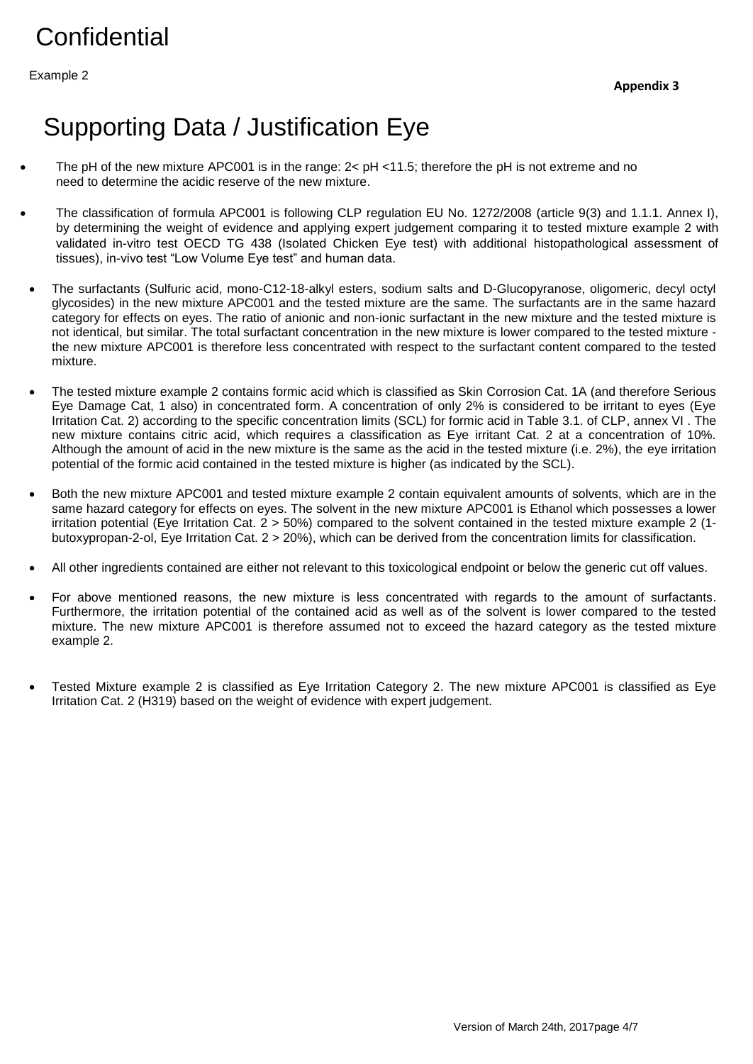# Confidential

Example 2

**Appendix 3**

## Supporting Data / Justification Eye

- The pH of the new mixture APC001 is in the range: 2< pH <11.5; therefore the pH is not extreme and no need to determine the acidic reserve of the new mixture.
- The classification of formula APC001 is following CLP regulation EU No. 1272/2008 (article 9(3) and 1.1.1. Annex I), by determining the weight of evidence and applying expert judgement comparing it to tested mixture example 2 with validated in-vitro test OECD TG 438 (Isolated Chicken Eye test) with additional histopathological assessment of tissues), in-vivo test "Low Volume Eye test" and human data.
- The surfactants (Sulfuric acid, mono-C12-18-alkyl esters, sodium salts and D-Glucopyranose, oligomeric, decyl octyl glycosides) in the new mixture APC001 and the tested mixture are the same. The surfactants are in the same hazard category for effects on eyes. The ratio of anionic and non-ionic surfactant in the new mixture and the tested mixture is not identical, but similar. The total surfactant concentration in the new mixture is lower compared to the tested mixture - the new mixture APC001 is therefore less concentrated with respect to the surfactant content compared to the tested mixture.
- The tested mixture example 2 contains formic acid which is classified as Skin Corrosion Cat. 1A (and therefore Serious Eye Damage Cat, 1 also) in concentrated form. A concentration of only 2% is considered to be irritant to eyes (Eye Irritation Cat. 2) according to the specific concentration limits (SCL) for formic acid in Table 3.1. of CLP, annex VI . The new mixture contains citric acid, which requires a classification as Eye irritant Cat. 2 at a concentration of 10%. Although the amount of acid in the new mixture is the same as the acid in the tested mixture (i.e. 2%), the eye irritation potential of the formic acid contained in the tested mixture is higher (as indicated by the SCL).
- Both the new mixture APC001 and tested mixture example 2 contain equivalent amounts of solvents, which are in the same hazard category for effects on eyes. The solvent in the new mixture APC001 is Ethanol which possesses a lower irritation potential (Eye Irritation Cat. 2 > 50%) compared to the solvent contained in the tested mixture example 2 (1-butoxypropan-2-ol, Eye Irritation Cat. 2 > 20%), which can be derived from the concentration limits for classification.
- All other ingredients contained are either not relevant to this toxicological endpoint or below the generic cut off values.
- For above mentioned reasons, the new mixture is less concentrated with regards to the amount of surfactants. Furthermore, the irritation potential of the contained acid as well as of the solvent is lower compared to the tested mixture. The new mixture APC001 is therefore assumed not to exceed the hazard category as the tested mixture example 2.
- Tested Mixture example 2 is classified as Eye Irritation Category 2. The new mixture APC001 is classified as Eye Irritation Cat. 2 (H319) based on the weight of evidence with expert judgement.

Version of March 24th, 2017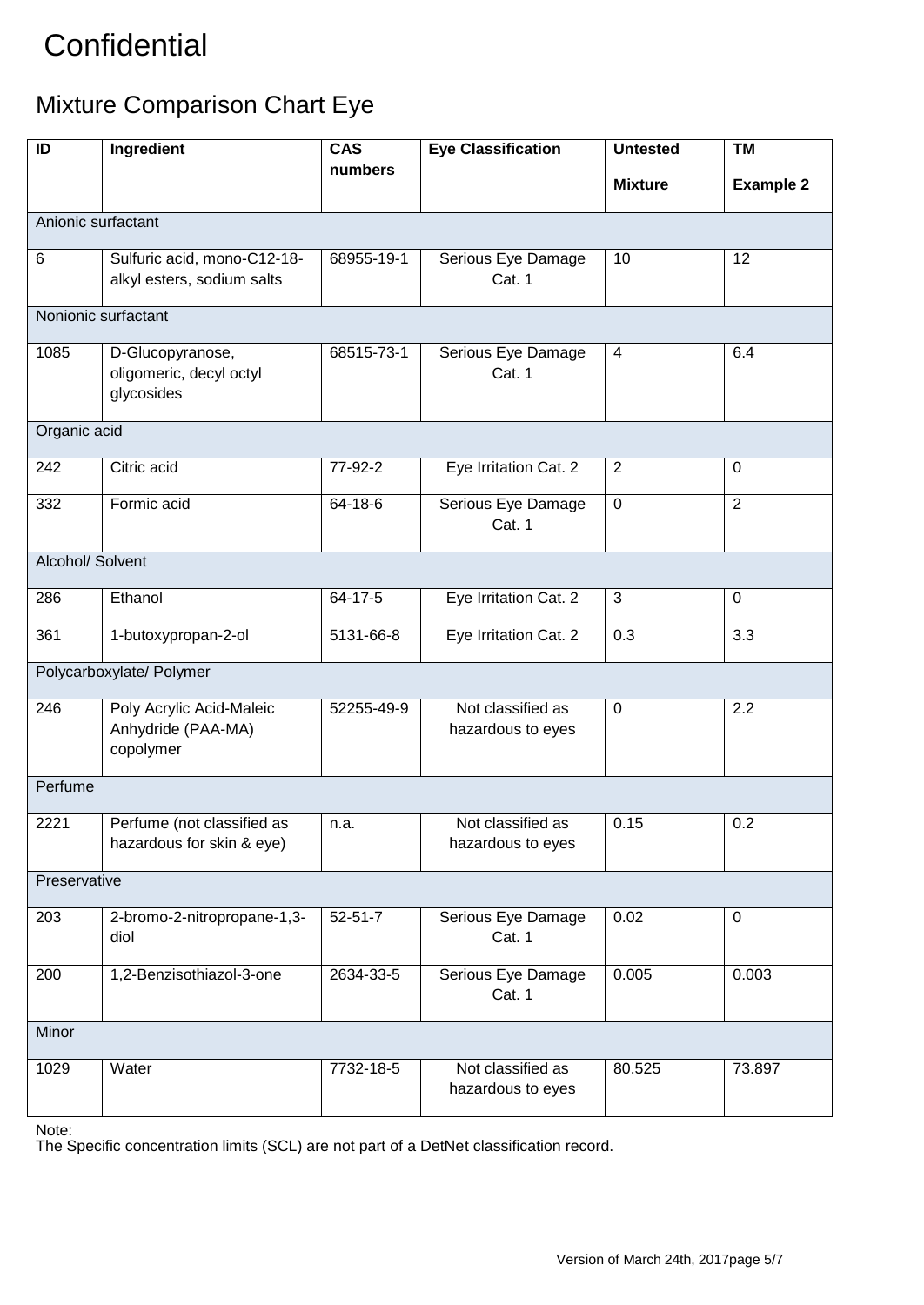# Confidential

## Mixture Comparison Chart Eye

| ID | Ingredient | CAS numbers | Eye Classification | Untested Mixture | TM Example 2 |
|---|---|---|---|---|---|
| Anionic surfactant | | | | | |
| 6 | Sulfuric acid, mono-C12-18-alkyl esters, sodium salts | 68955-19-1 | Serious Eye Damage Cat. 1 | 10 | 12 |
| Nonionic surfactant | | | | | |
| 1085 | D-Glucopyranose, oligomeric, decyl octyl glycosides | 68515-73-1 | Serious Eye Damage Cat. 1 | 4 | 6.4 |
| Organic acid | | | | | |
| 242 | Citric acid | 77-92-2 | Eye Irritation Cat. 2 | 2 | 0 |
| 332 | Formic acid | 64-18-6 | Serious Eye Damage Cat. 1 | 0 | 2 |
| Alcohol/ Solvent | | | | | |
| 286 | Ethanol | 64-17-5 | Eye Irritation Cat. 2 | 3 | 0 |
| 361 | 1-butoxypropan-2-ol | 5131-66-8 | Eye Irritation Cat. 2 | 0.3 | 3.3 |
| Polycarboxylate/ Polymer | | | | | |
| 246 | Poly Acrylic Acid-Maleic Anhydride (PAA-MA) copolymer | 52255-49-9 | Not classified as hazardous to eyes | 0 | 2.2 |
| Perfume | | | | | |
| 2221 | Perfume (not classified as hazardous for skin & eye) | n.a. | Not classified as hazardous to eyes | 0.15 | 0.2 |
| Preservative | | | | | |
| 203 | 2-bromo-2-nitropropane-1,3-diol | 52-51-7 | Serious Eye Damage Cat. 1 | 0.02 | 0 |
| 200 | 1,2-Benzisothiazol-3-one | 2634-33-5 | Serious Eye Damage Cat. 1 | 0.005 | 0.003 |
| Minor | | | | | |
| 1029 | Water | 7732-18-5 | Not classified as hazardous to eyes | 80.525 | 73.897 |

Note:
The Specific concentration limits (SCL) are not part of a DetNet classification record.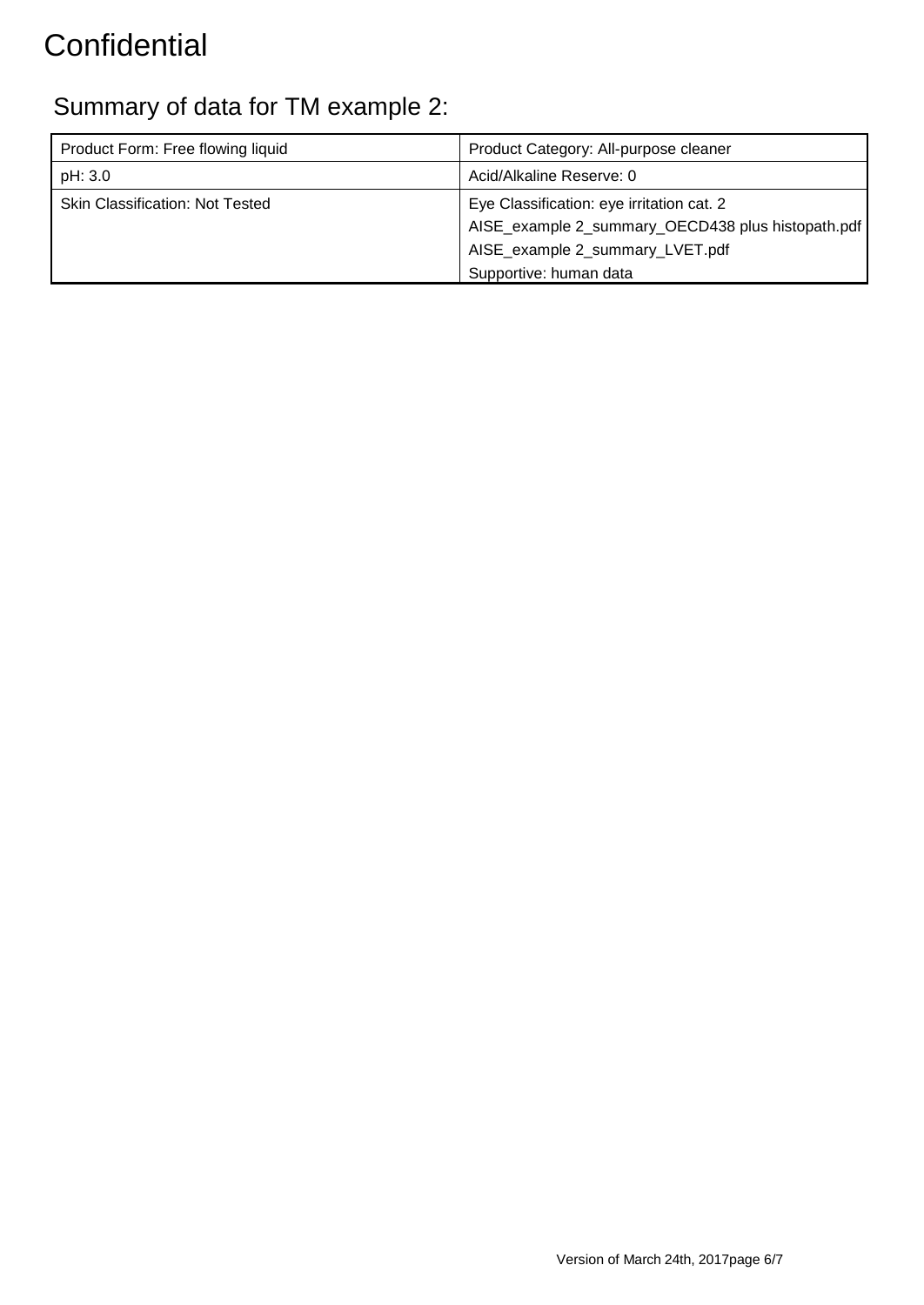# Confidential

## Summary of data for TM example 2:

| Product Form: Free flowing liquid | Product Category: All-purpose cleaner |
|---|---|
| pH: 3.0 | Acid/Alkaline Reserve: 0 |
| Skin Classification: Not Tested | Eye Classification: eye irritation cat. 2<br>AISE_example 2_summary_OECD438 plus histopath.pdf<br>AISE_example 2_summary_LVET.pdf<br>Supportive: human data |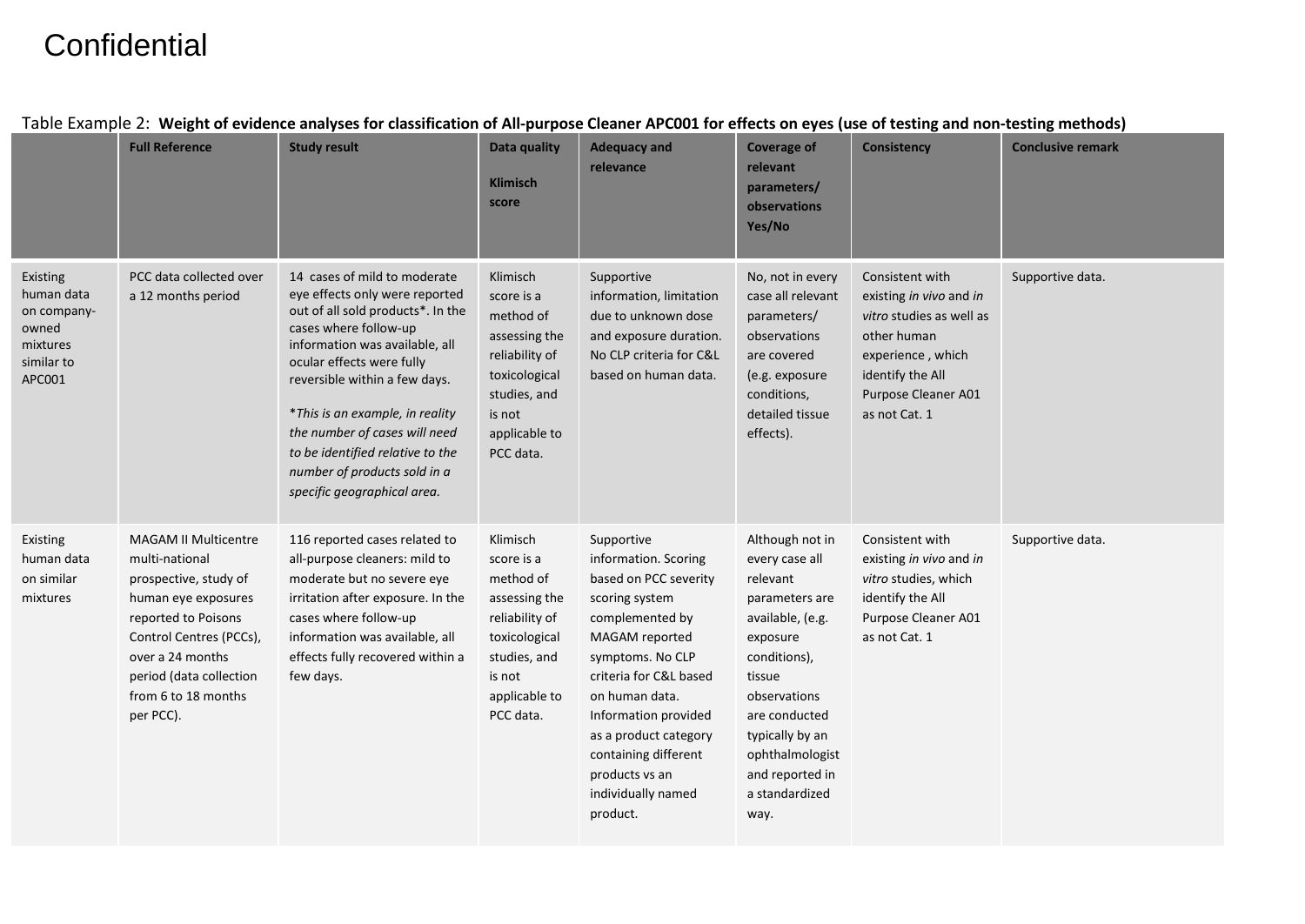Confidential

Table Example 2: **Weight of evidence analyses for classification of All-purpose Cleaner APC001 for effects on eyes (use of testing and non-testing methods)**

| | **Full Reference** | **Study result** | **Data quality Klimisch score** | **Adequacy and relevance** | **Coverage of relevant parameters/ observations Yes/No** | **Consistency** | **Conclusive remark** |
|---|---|---|---|---|---|---|---|
| Existing human data on company-owned mixtures similar to APC001 | PCC data collected over a 12 months period | 14 cases of mild to moderate eye effects only were reported out of all sold products*. In the cases where follow-up information was available, all ocular effects were fully reversible within a few days. *\*This is an example, in reality the number of cases will need to be identified relative to the number of products sold in a specific geographical area.* | Klimisch score is a method of assessing the reliability of toxicological studies, and is not applicable to PCC data. | Supportive information, limitation due to unknown dose and exposure duration. No CLP criteria for C&L based on human data. | No, not in every case all relevant parameters/ observations are covered (e.g. exposure conditions, detailed tissue effects). | Consistent with existing *in vivo* and *in vitro* studies as well as other human experience , which identify the All Purpose Cleaner A01 as not Cat. 1 | Supportive data. |
| Existing human data on similar mixtures | MAGAM II Multicentre multi-national prospective, study of human eye exposures reported to Poisons Control Centres (PCCs), over a 24 months period (data collection from 6 to 18 months per PCC). | 116 reported cases related to all-purpose cleaners: mild to moderate but no severe eye irritation after exposure. In the cases where follow-up information was available, all effects fully recovered within a few days. | Klimisch score is a method of assessing the reliability of toxicological studies, and is not applicable to PCC data. | Supportive information. Scoring based on PCC severity scoring system complemented by MAGAM reported symptoms. No CLP criteria for C&L based on human data. Information provided as a product category containing different products vs an individually named product. | Although not in every case all relevant parameters are available, (e.g. exposure conditions), tissue observations are conducted typically by an ophthalmologist and reported in a standardized way. | Consistent with existing *in vivo* and *in vitro* studies, which identify the All Purpose Cleaner A01 as not Cat. 1 | Supportive data. |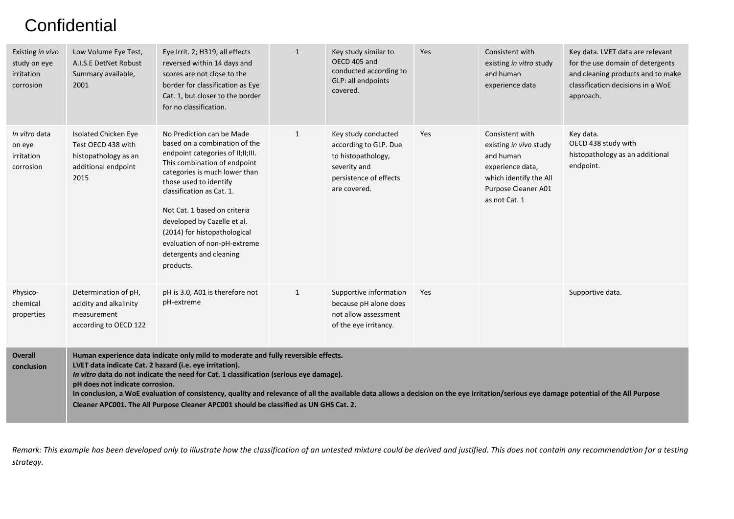# Confidential

| | | | | | | | |
|---|---|---|---|---|---|---|---|
| Existing *in vivo* study on eye irritation corrosion | Low Volume Eye Test, A.I.S.E DetNet Robust Summary available, 2001 | Eye Irrit. 2; H319, all effects reversed within 14 days and scores are not close to the border for classification as Eye Cat. 1, but closer to the border for no classification. | 1 | Key study similar to OECD 405 and conducted according to GLP: all endpoints covered. | Yes | Consistent with existing *in vitro* study and human experience data | Key data. LVET data are relevant for the use domain of detergents and cleaning products and to make classification decisions in a WoE approach. |
| *In vitro* data on eye irritation corrosion | Isolated Chicken Eye Test OECD 438 with histopathology as an additional endpoint 2015 | No Prediction can be Made based on a combination of the endpoint categories of II;II;III. This combination of endpoint categories is much lower than those used to identify classification as Cat. 1.<br><br>Not Cat. 1 based on criteria developed by Cazelle et al. (2014) for histopathological evaluation of non-pH-extreme detergents and cleaning products. | 1 | Key study conducted according to GLP. Due to histopathology, severity and persistence of effects are covered. | Yes | Consistent with existing *in vivo* study and human experience data, which identify the All Purpose Cleaner A01 as not Cat. 1 | Key data.<br>OECD 438 study with histopathology as an additional endpoint. |
| Physico-chemical properties | Determination of pH, acidity and alkalinity measurement according to OECD 122 | pH is 3.0, A01 is therefore not pH-extreme | 1 | Supportive information because pH alone does not allow assessment of the eye irritancy. | Yes | | Supportive data. |
| **Overall conclusion** | **Human experience data indicate only mild to moderate and fully reversible effects.**<br>**LVET data indicate Cat. 2 hazard (i.e. eye irritation).**<br>***In vitro* data do not indicate the need for Cat. 1 classification (serious eye damage).**<br>**pH does not indicate corrosion.**<br>**In conclusion, a WoE evaluation of consistency, quality and relevance of all the available data allows a decision on the eye irritation/serious eye damage potential of the All Purpose Cleaner APC001. The All Purpose Cleaner APC001 should be classified as UN GHS Cat. 2.** | | | | | | |

*Remark: This example has been developed only to illustrate how the classification of an untested mixture could be derived and justified. This does not contain any recommendation for a testing strategy.*